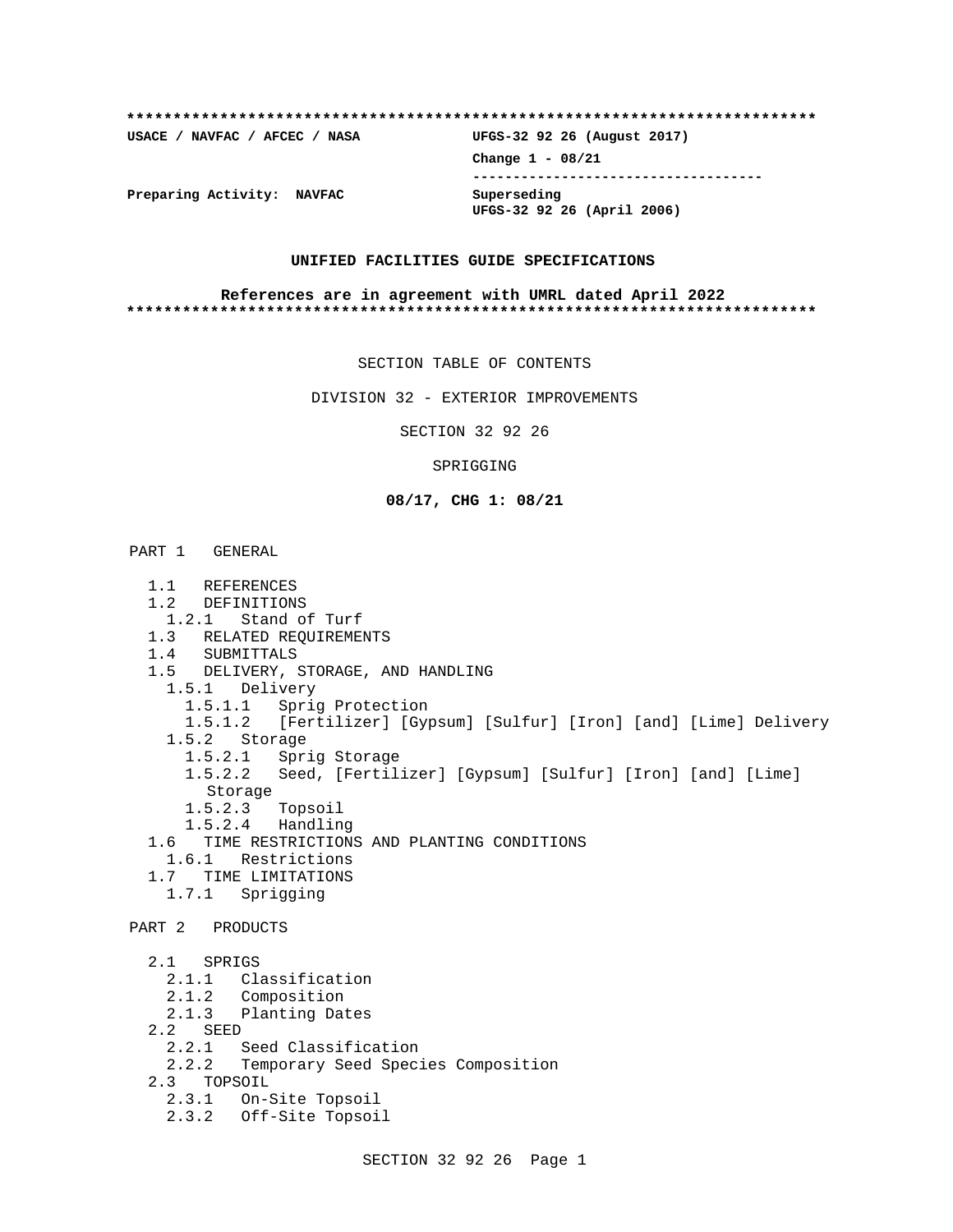**************************************************************************

**USACE / NAVFAC / AFCEC / NASA** | **UFGS-32 92 26 (August 2017)**
**Change 1 - 08/21**
-----------------------------------
**Preparing Activity: NAVFAC** | **Superseding**
**UFGS-32 92 26 (April 2006)**

**UNIFIED FACILITIES GUIDE SPECIFICATIONS**

**References are in agreement with UMRL dated April 2022**

**************************************************************************

SECTION TABLE OF CONTENTS

DIVISION 32 - EXTERIOR IMPROVEMENTS

SECTION 32 92 26

SPRIGGING

**08/17, CHG 1: 08/21**

PART 1 GENERAL

- 1.1 REFERENCES
- 1.2 DEFINITIONS
  - 1.2.1 Stand of Turf
- 1.3 RELATED REQUIREMENTS
- 1.4 SUBMITTALS
- 1.5 DELIVERY, STORAGE, AND HANDLING
  - 1.5.1 Delivery
    - 1.5.1.1 Sprig Protection
    - 1.5.1.2 [Fertilizer] [Gypsum] [Sulfur] [Iron] [and] [Lime] Delivery
  - 1.5.2 Storage
    - 1.5.2.1 Sprig Storage
    - 1.5.2.2 Seed, [Fertilizer] [Gypsum] [Sulfur] [Iron] [and] [Lime] Storage
    - 1.5.2.3 Topsoil
    - 1.5.2.4 Handling
- 1.6 TIME RESTRICTIONS AND PLANTING CONDITIONS
  - 1.6.1 Restrictions
- 1.7 TIME LIMITATIONS
  - 1.7.1 Sprigging

PART 2 PRODUCTS

- 2.1 SPRIGS
  - 2.1.1 Classification
  - 2.1.2 Composition
  - 2.1.3 Planting Dates
- 2.2 SEED
  - 2.2.1 Seed Classification
  - 2.2.2 Temporary Seed Species Composition
- 2.3 TOPSOIL
  - 2.3.1 On-Site Topsoil
  - 2.3.2 Off-Site Topsoil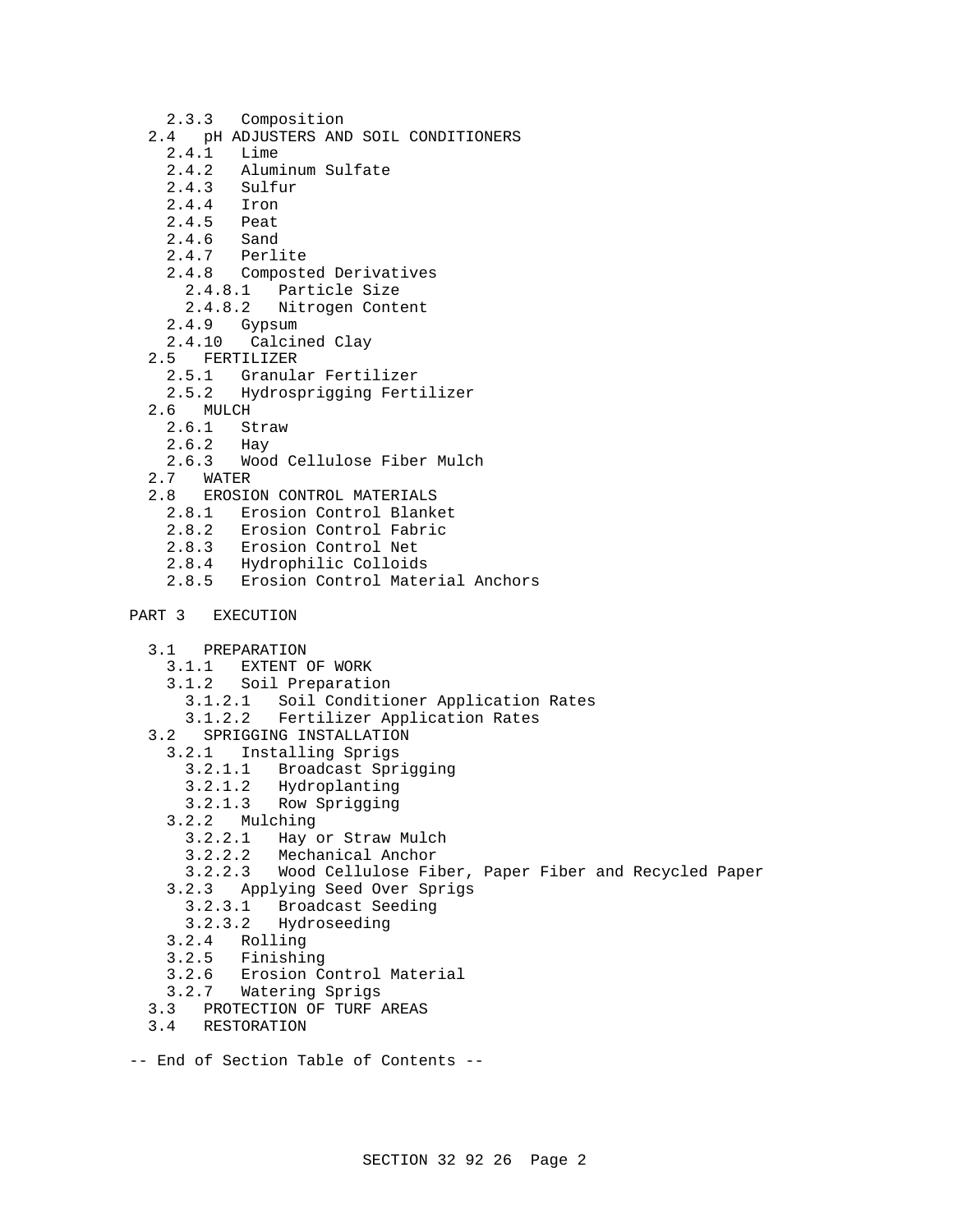- 2.3.3 Composition
- 2.4 pH ADJUSTERS AND SOIL CONDITIONERS
  - 2.4.1 Lime
  - 2.4.2 Aluminum Sulfate
  - 2.4.3 Sulfur
  - 2.4.4 Iron
  - 2.4.5 Peat
  - 2.4.6 Sand
  - 2.4.7 Perlite
  - 2.4.8 Composted Derivatives
    - 2.4.8.1 Particle Size
    - 2.4.8.2 Nitrogen Content
  - 2.4.9 Gypsum
  - 2.4.10 Calcined Clay
- 2.5 FERTILIZER
  - 2.5.1 Granular Fertilizer
  - 2.5.2 Hydrosprigging Fertilizer
- 2.6 MULCH
  - 2.6.1 Straw
  - 2.6.2 Hay
  - 2.6.3 Wood Cellulose Fiber Mulch
- 2.7 WATER
- 2.8 EROSION CONTROL MATERIALS
  - 2.8.1 Erosion Control Blanket
  - 2.8.2 Erosion Control Fabric
  - 2.8.3 Erosion Control Net
  - 2.8.4 Hydrophilic Colloids
  - 2.8.5 Erosion Control Material Anchors

PART 3 EXECUTION

- 3.1 PREPARATION
  - 3.1.1 EXTENT OF WORK
  - 3.1.2 Soil Preparation
    - 3.1.2.1 Soil Conditioner Application Rates
    - 3.1.2.2 Fertilizer Application Rates
- 3.2 SPRIGGING INSTALLATION
  - 3.2.1 Installing Sprigs
    - 3.2.1.1 Broadcast Sprigging
    - 3.2.1.2 Hydroplanting
    - 3.2.1.3 Row Sprigging
  - 3.2.2 Mulching
    - 3.2.2.1 Hay or Straw Mulch
    - 3.2.2.2 Mechanical Anchor
    - 3.2.2.3 Wood Cellulose Fiber, Paper Fiber and Recycled Paper
  - 3.2.3 Applying Seed Over Sprigs
    - 3.2.3.1 Broadcast Seeding
    - 3.2.3.2 Hydroseeding
  - 3.2.4 Rolling
  - 3.2.5 Finishing
  - 3.2.6 Erosion Control Material
  - 3.2.7 Watering Sprigs
- 3.3 PROTECTION OF TURF AREAS
- 3.4 RESTORATION

-- End of Section Table of Contents --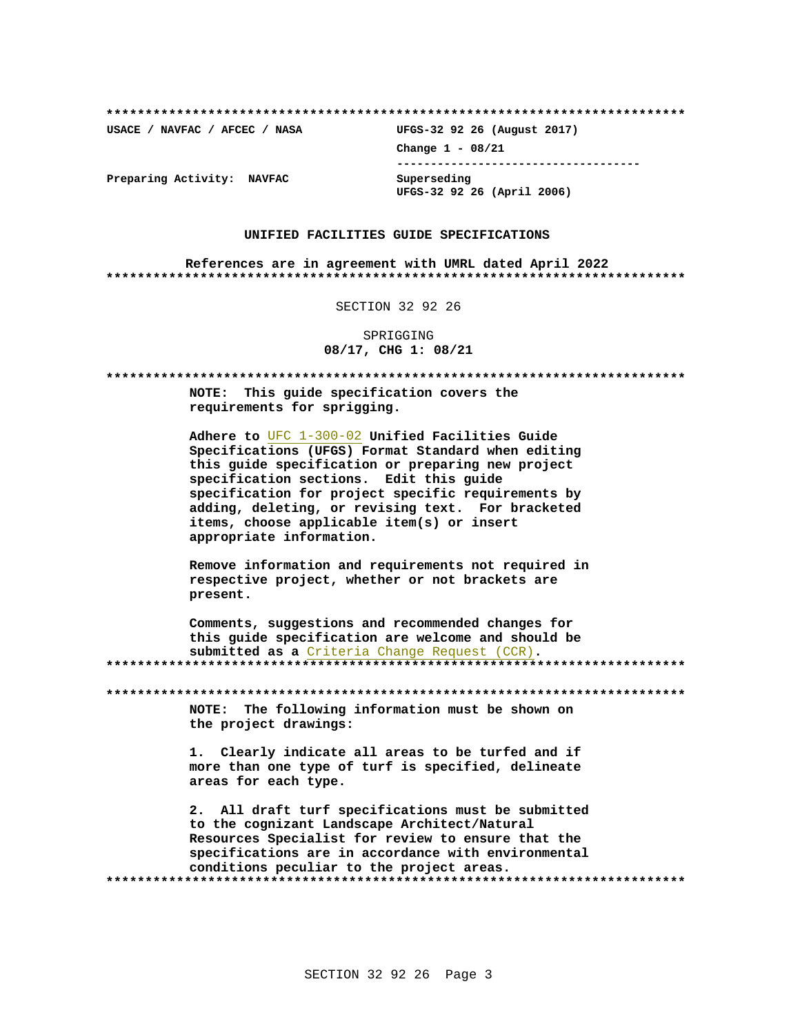**************************************************************************

**USACE / NAVFAC / AFCEC / NASA** | **UFGS-32 92 26 (August 2017)**

**Change 1 - 08/21**

------------------------------------

**Preparing Activity: NAVFAC** | **Superseding UFGS-32 92 26 (April 2006)**

**UNIFIED FACILITIES GUIDE SPECIFICATIONS**

**References are in agreement with UMRL dated April 2022**

**************************************************************************

SECTION 32 92 26

SPRIGGING

**08/17, CHG 1: 08/21**

**************************************************************************

**NOTE: This guide specification covers the requirements for sprigging.**

**Adhere to** UFC 1-300-02 **Unified Facilities Guide Specifications (UFGS) Format Standard when editing this guide specification or preparing new project specification sections. Edit this guide specification for project specific requirements by adding, deleting, or revising text. For bracketed items, choose applicable item(s) or insert appropriate information.**

**Remove information and requirements not required in respective project, whether or not brackets are present.**

**Comments, suggestions and recommended changes for this guide specification are welcome and should be submitted as a** Criteria Change Request (CCR)**.**

**************************************************************************

**************************************************************************

**NOTE: The following information must be shown on the project drawings:**

**1. Clearly indicate all areas to be turfed and if more than one type of turf is specified, delineate areas for each type.**

**2. All draft turf specifications must be submitted to the cognizant Landscape Architect/Natural Resources Specialist for review to ensure that the specifications are in accordance with environmental conditions peculiar to the project areas.**

**************************************************************************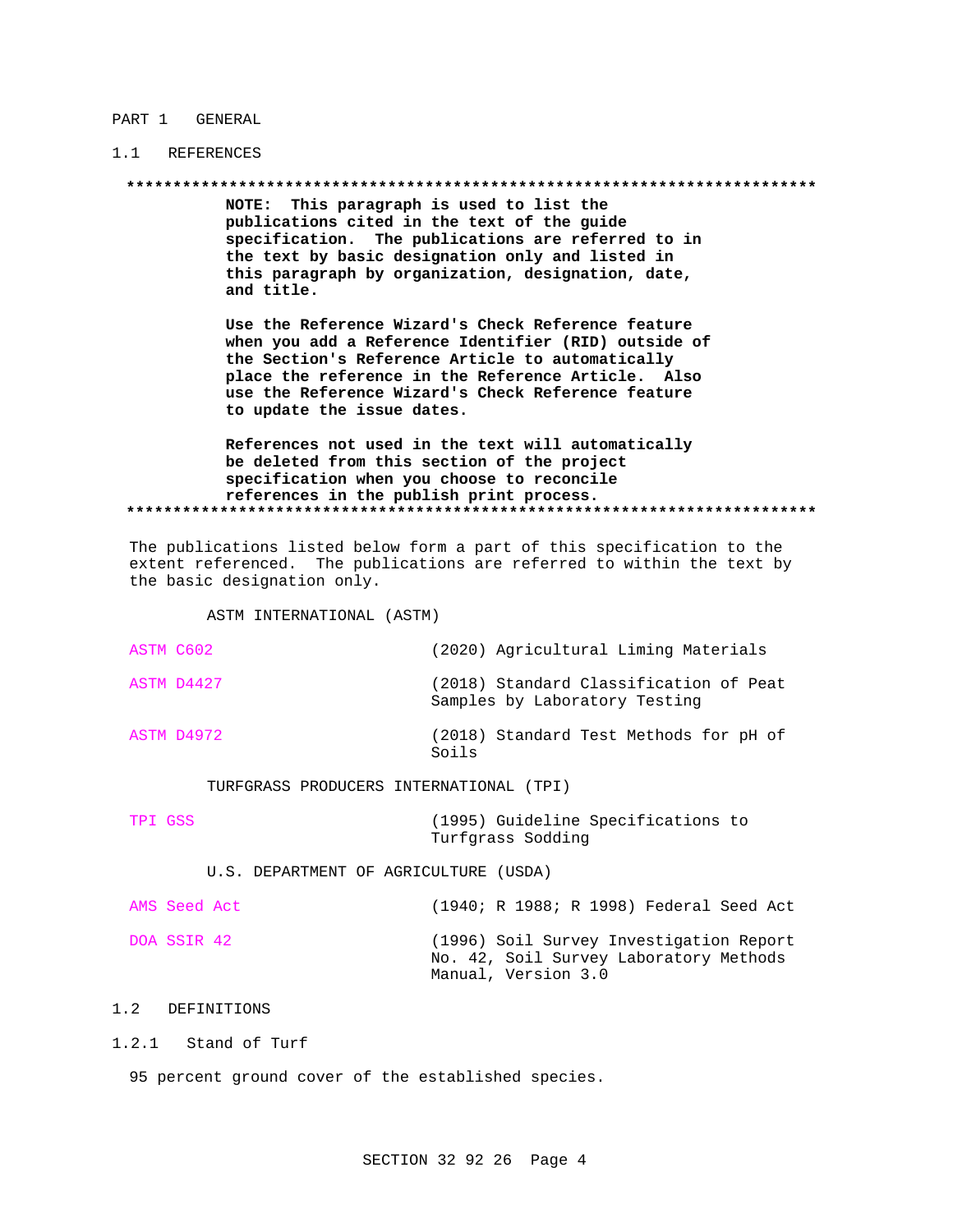# PART 1 GENERAL

## 1.1 REFERENCES

**************************************************************************

**NOTE: This paragraph is used to list the publications cited in the text of the guide specification. The publications are referred to in the text by basic designation only and listed in this paragraph by organization, designation, date, and title.**

**Use the Reference Wizard's Check Reference feature when you add a Reference Identifier (RID) outside of the Section's Reference Article to automatically place the reference in the Reference Article. Also use the Reference Wizard's Check Reference feature to update the issue dates.**

**References not used in the text will automatically be deleted from this section of the project specification when you choose to reconcile references in the publish print process.**

**************************************************************************

The publications listed below form a part of this specification to the extent referenced. The publications are referred to within the text by the basic designation only.

ASTM INTERNATIONAL (ASTM)

| | |
|---|---|
| ASTM C602 | (2020) Agricultural Liming Materials |
| ASTM D4427 | (2018) Standard Classification of Peat Samples by Laboratory Testing |
| ASTM D4972 | (2018) Standard Test Methods for pH of Soils |

TURFGRASS PRODUCERS INTERNATIONAL (TPI)

| | |
|---|---|
| TPI GSS | (1995) Guideline Specifications to Turfgrass Sodding |

U.S. DEPARTMENT OF AGRICULTURE (USDA)

| | |
|---|---|
| AMS Seed Act | (1940; R 1988; R 1998) Federal Seed Act |
| DOA SSIR 42 | (1996) Soil Survey Investigation Report No. 42, Soil Survey Laboratory Methods Manual, Version 3.0 |

## 1.2 DEFINITIONS

### 1.2.1 Stand of Turf

95 percent ground cover of the established species.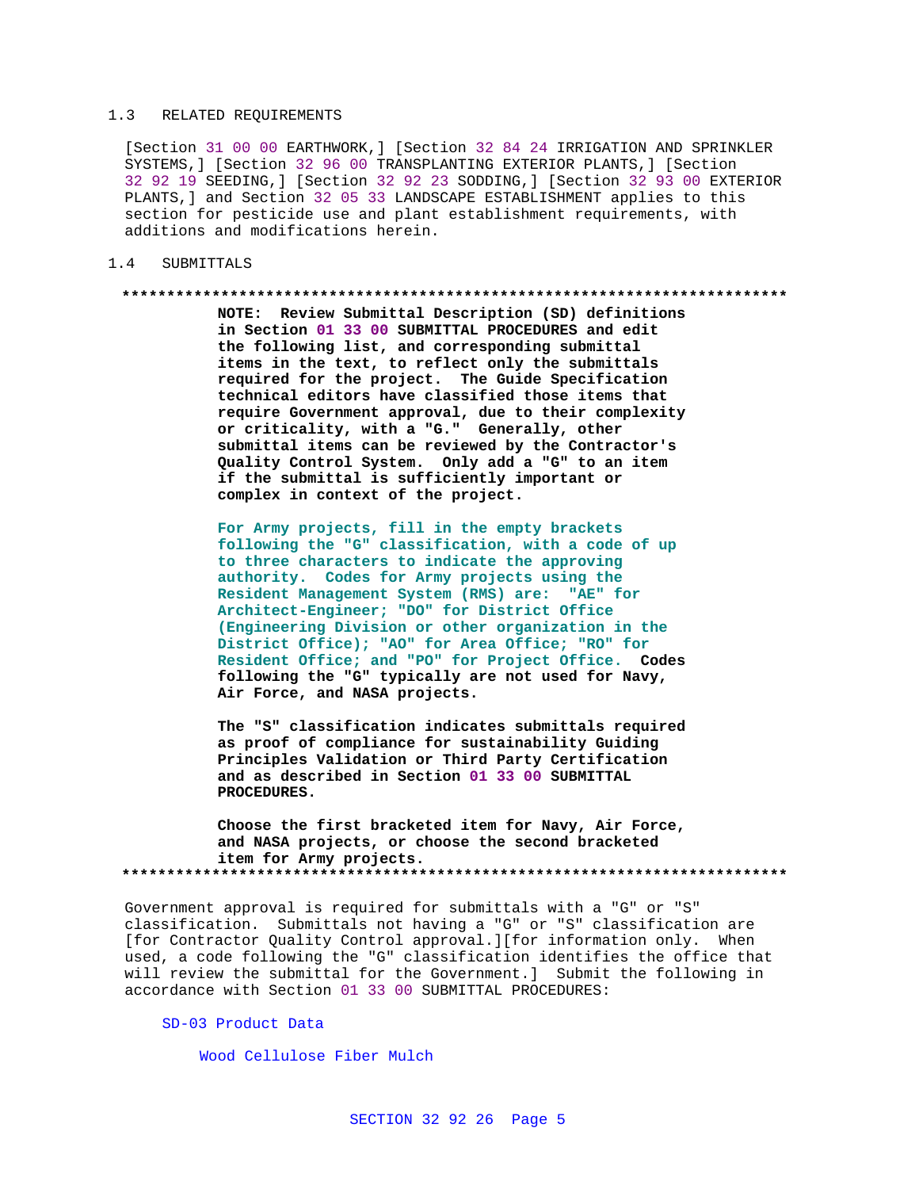## 1.3 RELATED REQUIREMENTS

[Section 31 00 00 EARTHWORK,] [Section 32 84 24 IRRIGATION AND SPRINKLER SYSTEMS,] [Section 32 96 00 TRANSPLANTING EXTERIOR PLANTS,] [Section 32 92 19 SEEDING,] [Section 32 92 23 SODDING,] [Section 32 93 00 EXTERIOR PLANTS,] and Section 32 05 33 LANDSCAPE ESTABLISHMENT applies to this section for pesticide use and plant establishment requirements, with additions and modifications herein.

## 1.4 SUBMITTALS

**************************************************************************

**NOTE: Review Submittal Description (SD) definitions in Section 01 33 00 SUBMITTAL PROCEDURES and edit the following list, and corresponding submittal items in the text, to reflect only the submittals required for the project. The Guide Specification technical editors have classified those items that require Government approval, due to their complexity or criticality, with a "G." Generally, other submittal items can be reviewed by the Contractor's Quality Control System. Only add a "G" to an item if the submittal is sufficiently important or complex in context of the project.**

**For Army projects, fill in the empty brackets following the "G" classification, with a code of up to three characters to indicate the approving authority. Codes for Army projects using the Resident Management System (RMS) are: "AE" for Architect-Engineer; "DO" for District Office (Engineering Division or other organization in the District Office); "AO" for Area Office; "RO" for Resident Office; and "PO" for Project Office. Codes following the "G" typically are not used for Navy, Air Force, and NASA projects.**

**The "S" classification indicates submittals required as proof of compliance for sustainability Guiding Principles Validation or Third Party Certification and as described in Section 01 33 00 SUBMITTAL PROCEDURES.**

**Choose the first bracketed item for Navy, Air Force, and NASA projects, or choose the second bracketed item for Army projects.**

**************************************************************************

Government approval is required for submittals with a "G" or "S" classification. Submittals not having a "G" or "S" classification are [for Contractor Quality Control approval.][for information only. When used, a code following the "G" classification identifies the office that will review the submittal for the Government.] Submit the following in accordance with Section 01 33 00 SUBMITTAL PROCEDURES:

SD-03 Product Data

Wood Cellulose Fiber Mulch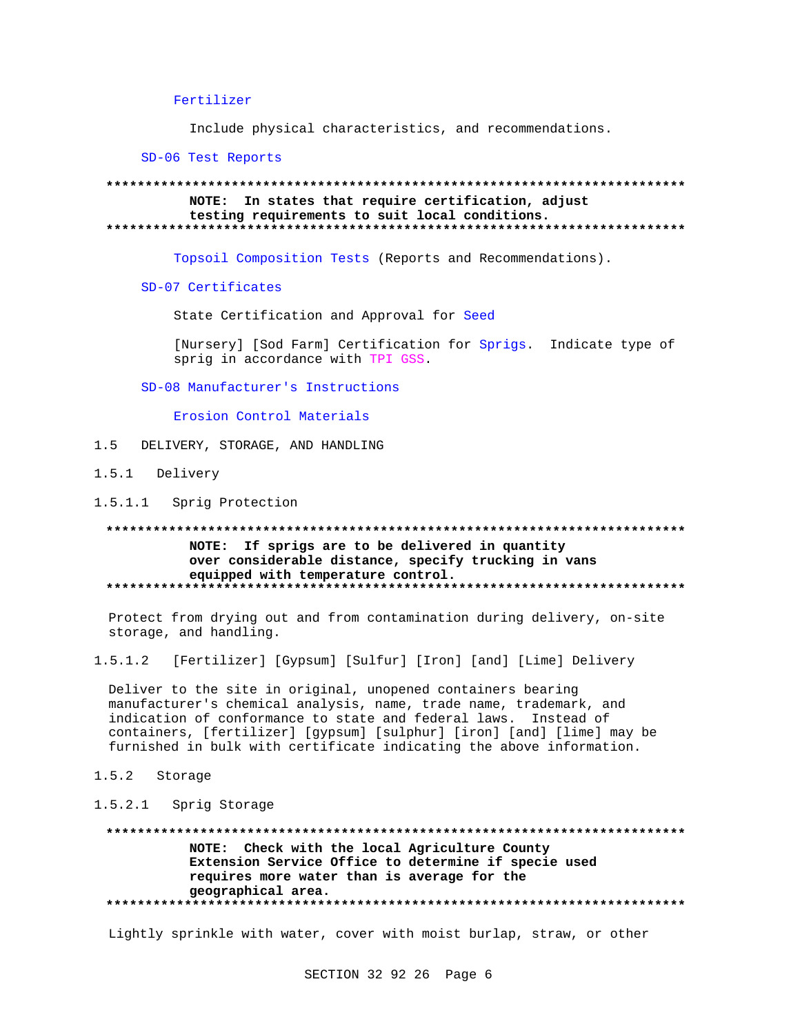Fertilizer

Include physical characteristics, and recommendations.

SD-06 Test Reports

**************************************************************************
**NOTE: In states that require certification, adjust testing requirements to suit local conditions.**
**************************************************************************

Topsoil Composition Tests (Reports and Recommendations).

SD-07 Certificates

State Certification and Approval for Seed

[Nursery] [Sod Farm] Certification for Sprigs. Indicate type of sprig in accordance with TPI GSS.

SD-08 Manufacturer's Instructions

Erosion Control Materials

## 1.5 DELIVERY, STORAGE, AND HANDLING

### 1.5.1 Delivery

#### 1.5.1.1 Sprig Protection

**************************************************************************
**NOTE: If sprigs are to be delivered in quantity over considerable distance, specify trucking in vans equipped with temperature control.**
**************************************************************************

Protect from drying out and from contamination during delivery, on-site storage, and handling.

#### 1.5.1.2 [Fertilizer] [Gypsum] [Sulfur] [Iron] [and] [Lime] Delivery

Deliver to the site in original, unopened containers bearing manufacturer's chemical analysis, name, trade name, trademark, and indication of conformance to state and federal laws. Instead of containers, [fertilizer] [gypsum] [sulphur] [iron] [and] [lime] may be furnished in bulk with certificate indicating the above information.

### 1.5.2 Storage

#### 1.5.2.1 Sprig Storage

**************************************************************************
**NOTE: Check with the local Agriculture County Extension Service Office to determine if specie used requires more water than is average for the geographical area.**
**************************************************************************

Lightly sprinkle with water, cover with moist burlap, straw, or other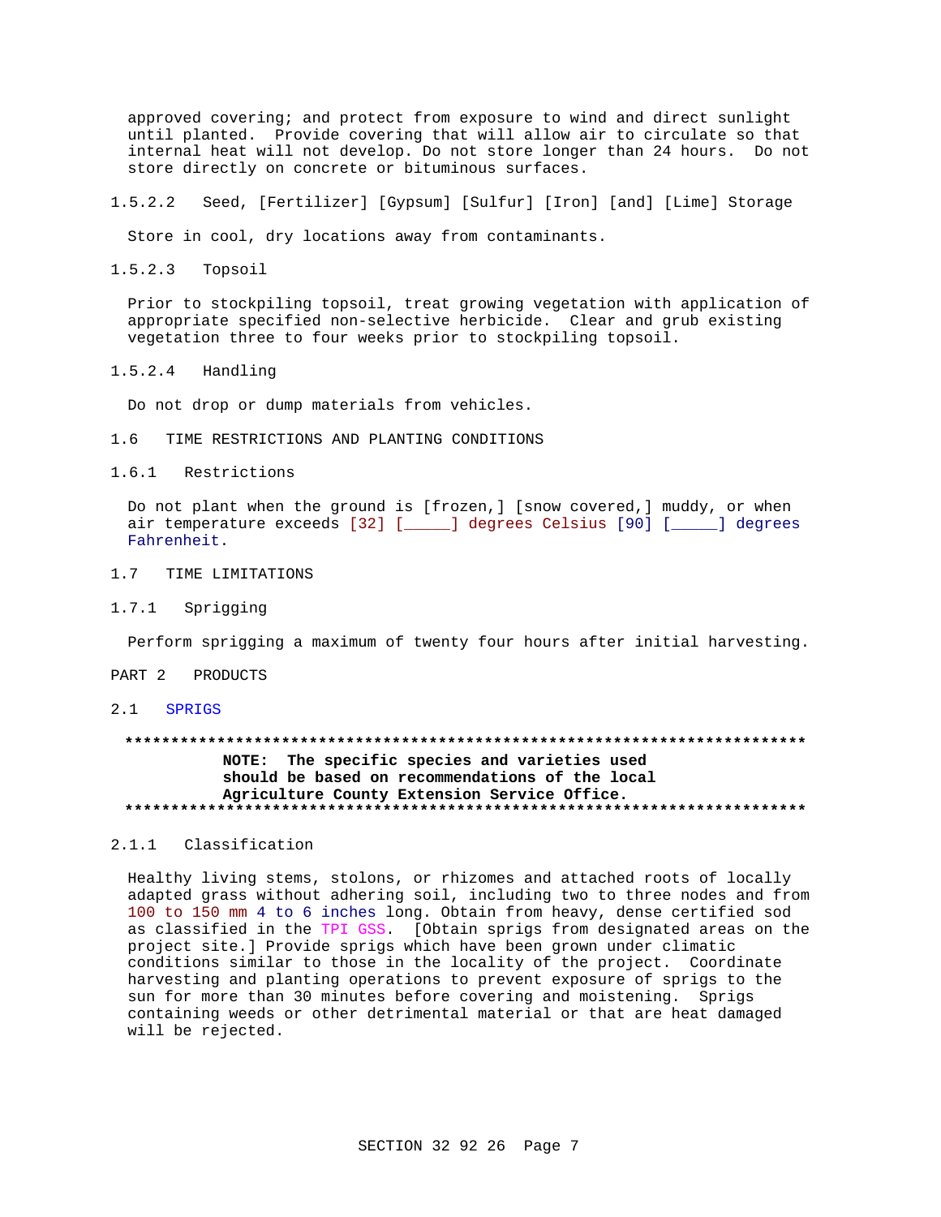approved covering; and protect from exposure to wind and direct sunlight until planted. Provide covering that will allow air to circulate so that internal heat will not develop. Do not store longer than 24 hours. Do not store directly on concrete or bituminous surfaces.

#### 1.5.2.2 Seed, [Fertilizer] [Gypsum] [Sulfur] [Iron] [and] [Lime] Storage

Store in cool, dry locations away from contaminants.

#### 1.5.2.3 Topsoil

Prior to stockpiling topsoil, treat growing vegetation with application of appropriate specified non-selective herbicide. Clear and grub existing vegetation three to four weeks prior to stockpiling topsoil.

#### 1.5.2.4 Handling

Do not drop or dump materials from vehicles.

## 1.6 TIME RESTRICTIONS AND PLANTING CONDITIONS

### 1.6.1 Restrictions

Do not plant when the ground is [frozen,] [snow covered,] muddy, or when air temperature exceeds [32] [_____] degrees Celsius [90] [_____] degrees Fahrenheit.

## 1.7 TIME LIMITATIONS

### 1.7.1 Sprigging

Perform sprigging a maximum of twenty four hours after initial harvesting.

# PART 2 PRODUCTS

## 2.1 SPRIGS

**************************************************************************
**NOTE: The specific species and varieties used should be based on recommendations of the local Agriculture County Extension Service Office.**
**************************************************************************

### 2.1.1 Classification

Healthy living stems, stolons, or rhizomes and attached roots of locally adapted grass without adhering soil, including two to three nodes and from 100 to 150 mm 4 to 6 inches long. Obtain from heavy, dense certified sod as classified in the TPI GSS. [Obtain sprigs from designated areas on the project site.] Provide sprigs which have been grown under climatic conditions similar to those in the locality of the project. Coordinate harvesting and planting operations to prevent exposure of sprigs to the sun for more than 30 minutes before covering and moistening. Sprigs containing weeds or other detrimental material or that are heat damaged will be rejected.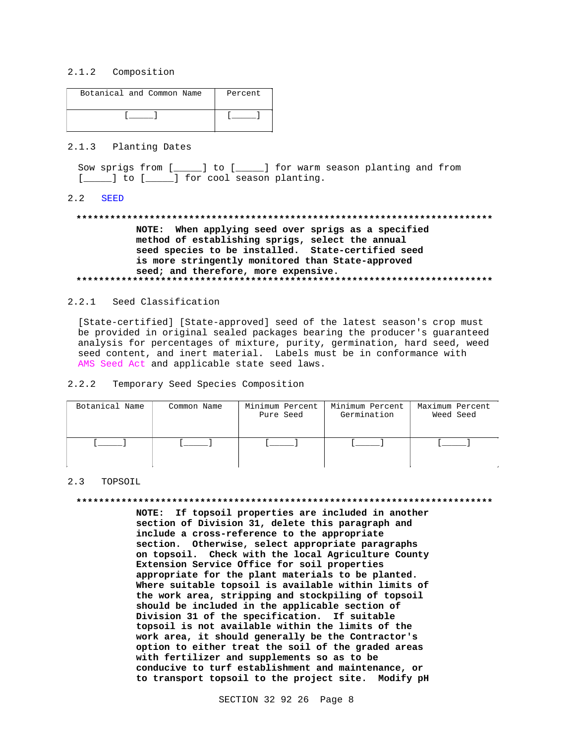#### 2.1.2 Composition

| Botanical and Common Name | Percent |
|---|---|
| [_____] | [_____] |

#### 2.1.3 Planting Dates

Sow sprigs from [_____] to [_____] for warm season planting and from [_____] to [_____] for cool season planting.

### 2.2 SEED

**NOTE: When applying seed over sprigs as a specified method of establishing sprigs, select the annual seed species to be installed. State-certified seed is more stringently monitored than State-approved seed; and therefore, more expensive.**

#### 2.2.1 Seed Classification

[State-certified] [State-approved] seed of the latest season's crop must be provided in original sealed packages bearing the producer's guaranteed analysis for percentages of mixture, purity, germination, hard seed, weed seed content, and inert material. Labels must be in conformance with AMS Seed Act and applicable state seed laws.

#### 2.2.2 Temporary Seed Species Composition

| Botanical Name | Common Name | Minimum Percent Pure Seed | Minimum Percent Germination | Maximum Percent Weed Seed |
|---|---|---|---|---|
| [_____] | [_____] | [_____] | [_____] | [_____] |

### 2.3 TOPSOIL

**NOTE: If topsoil properties are included in another section of Division 31, delete this paragraph and include a cross-reference to the appropriate section. Otherwise, select appropriate paragraphs on topsoil. Check with the local Agriculture County Extension Service Office for soil properties appropriate for the plant materials to be planted. Where suitable topsoil is available within limits of the work area, stripping and stockpiling of topsoil should be included in the applicable section of Division 31 of the specification. If suitable topsoil is not available within the limits of the work area, it should generally be the Contractor's option to either treat the soil of the graded areas with fertilizer and supplements so as to be conducive to turf establishment and maintenance, or to transport topsoil to the project site. Modify pH**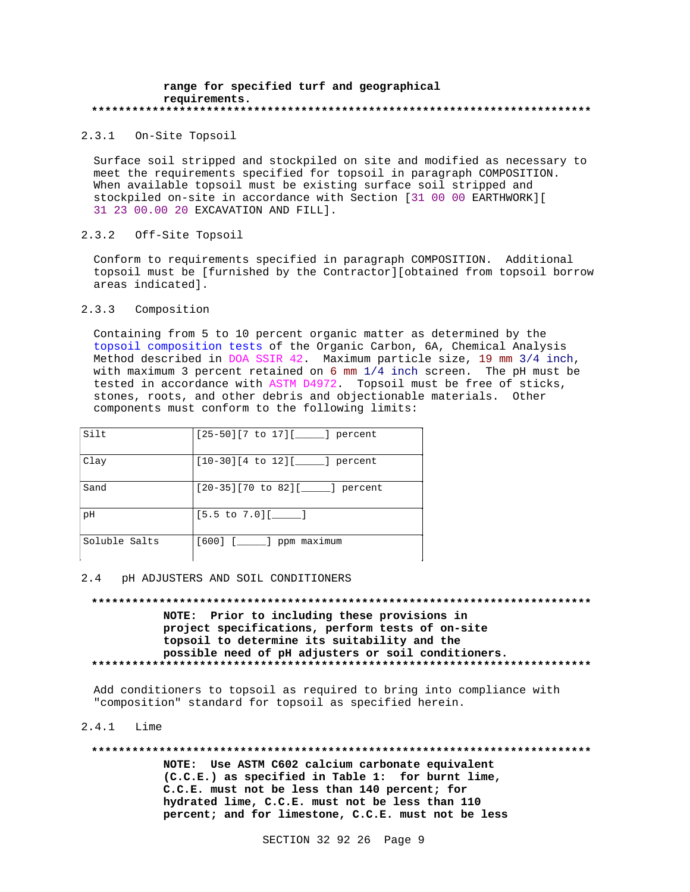range for specified turf and geographical requirements.

**************************************************************************

### 2.3.1 On-Site Topsoil

Surface soil stripped and stockpiled on site and modified as necessary to meet the requirements specified for topsoil in paragraph COMPOSITION. When available topsoil must be existing surface soil stripped and stockpiled on-site in accordance with Section [31 00 00 EARTHWORK][ 31 23 00.00 20 EXCAVATION AND FILL].

### 2.3.2 Off-Site Topsoil

Conform to requirements specified in paragraph COMPOSITION. Additional topsoil must be [furnished by the Contractor][obtained from topsoil borrow areas indicated].

### 2.3.3 Composition

Containing from 5 to 10 percent organic matter as determined by the topsoil composition tests of the Organic Carbon, 6A, Chemical Analysis Method described in DOA SSIR 42. Maximum particle size, 19 mm 3/4 inch, with maximum 3 percent retained on 6 mm 1/4 inch screen. The pH must be tested in accordance with ASTM D4972. Topsoil must be free of sticks, stones, roots, and other debris and objectionable materials. Other components must conform to the following limits:

| | |
|---|---|
| Silt | [25-50][7 to 17][_____] percent |
| Clay | [10-30][4 to 12][_____] percent |
| Sand | [20-35][70 to 82][_____] percent |
| pH | [5.5 to 7.0][_____] |
| Soluble Salts | [600] [_____] ppm maximum |

## 2.4 pH ADJUSTERS AND SOIL CONDITIONERS

**************************************************************************

**NOTE: Prior to including these provisions in project specifications, perform tests of on-site topsoil to determine its suitability and the possible need of pH adjusters or soil conditioners.**

**************************************************************************

Add conditioners to topsoil as required to bring into compliance with "composition" standard for topsoil as specified herein.

### 2.4.1 Lime

**************************************************************************

**NOTE: Use ASTM C602 calcium carbonate equivalent (C.C.E.) as specified in Table 1: for burnt lime, C.C.E. must not be less than 140 percent; for hydrated lime, C.C.E. must not be less than 110 percent; and for limestone, C.C.E. must not be less**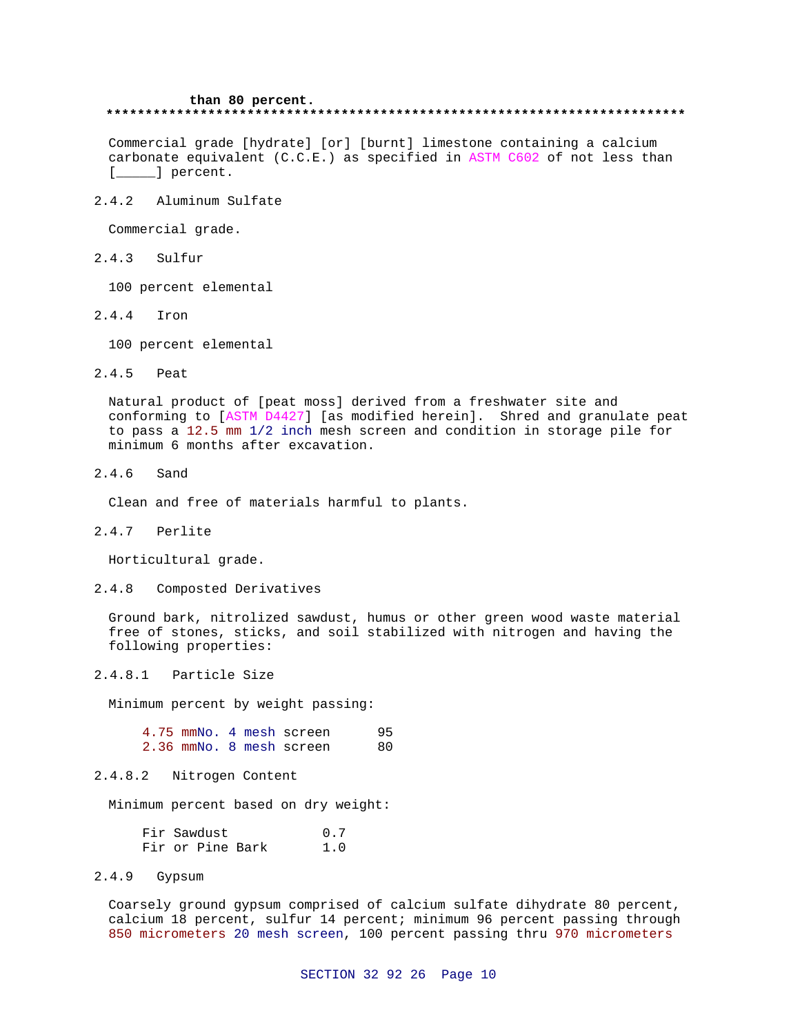than 80 percent.
**************************************************************************

Commercial grade [hydrate] [or] [burnt] limestone containing a calcium carbonate equivalent (C.C.E.) as specified in ASTM C602 of not less than [_____] percent.

2.4.2 Aluminum Sulfate

Commercial grade.

2.4.3 Sulfur

100 percent elemental

2.4.4 Iron

100 percent elemental

2.4.5 Peat

Natural product of [peat moss] derived from a freshwater site and conforming to [ASTM D4427] [as modified herein]. Shred and granulate peat to pass a 12.5 mm 1/2 inch mesh screen and condition in storage pile for minimum 6 months after excavation.

2.4.6 Sand

Clean and free of materials harmful to plants.

2.4.7 Perlite

Horticultural grade.

2.4.8 Composted Derivatives

Ground bark, nitrolized sawdust, humus or other green wood waste material free of stones, sticks, and soil stabilized with nitrogen and having the following properties:

2.4.8.1 Particle Size

Minimum percent by weight passing:

| | |
|---|---|
| 4.75 mmNo. 4 mesh screen | 95 |
| 2.36 mmNo. 8 mesh screen | 80 |

2.4.8.2 Nitrogen Content

Minimum percent based on dry weight:

| | |
|---|---|
| Fir Sawdust | 0.7 |
| Fir or Pine Bark | 1.0 |

2.4.9 Gypsum

Coarsely ground gypsum comprised of calcium sulfate dihydrate 80 percent, calcium 18 percent, sulfur 14 percent; minimum 96 percent passing through 850 micrometers 20 mesh screen, 100 percent passing thru 970 micrometers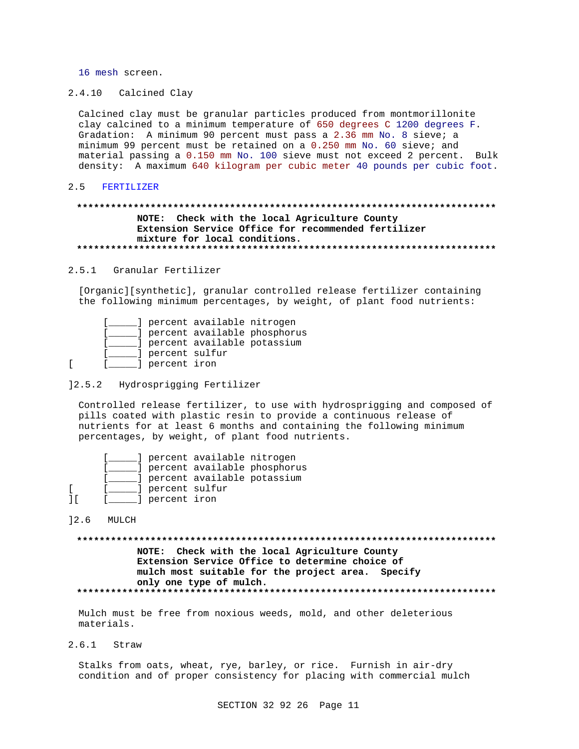16 mesh screen.

#### 2.4.10 Calcined Clay

Calcined clay must be granular particles produced from montmorillonite clay calcined to a minimum temperature of 650 degrees C 1200 degrees F. Gradation: A minimum 90 percent must pass a 2.36 mm No. 8 sieve; a minimum 99 percent must be retained on a 0.250 mm No. 60 sieve; and material passing a 0.150 mm No. 100 sieve must not exceed 2 percent. Bulk density: A maximum 640 kilogram per cubic meter 40 pounds per cubic foot.

### 2.5 FERTILIZER

**NOTE: Check with the local Agriculture County Extension Service Office for recommended fertilizer mixture for local conditions.**

#### 2.5.1 Granular Fertilizer

[Organic][synthetic], granular controlled release fertilizer containing the following minimum percentages, by weight, of plant food nutrients:

[_____] percent available nitrogen
[_____] percent available phosphorus
[_____] percent available potassium
[_____] percent sulfur
[ [_____] percent iron

]2.5.2 Hydrosprigging Fertilizer

Controlled release fertilizer, to use with hydrosprigging and composed of pills coated with plastic resin to provide a continuous release of nutrients for at least 6 months and containing the following minimum percentages, by weight, of plant food nutrients.

[_____] percent available nitrogen
[_____] percent available phosphorus
[_____] percent available potassium
[ [_____] percent sulfur
][ [_____] percent iron

]2.6 MULCH

**NOTE: Check with the local Agriculture County Extension Service Office to determine choice of mulch most suitable for the project area. Specify only one type of mulch.**

Mulch must be free from noxious weeds, mold, and other deleterious materials.

#### 2.6.1 Straw

Stalks from oats, wheat, rye, barley, or rice. Furnish in air-dry condition and of proper consistency for placing with commercial mulch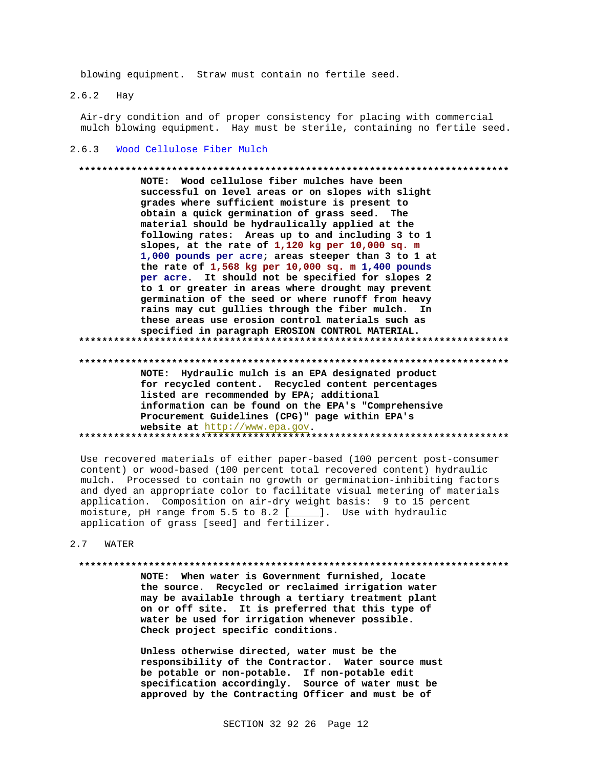blowing equipment. Straw must contain no fertile seed.

#### 2.6.2 Hay

Air-dry condition and of proper consistency for placing with commercial mulch blowing equipment. Hay must be sterile, containing no fertile seed.

#### 2.6.3 Wood Cellulose Fiber Mulch

**************************************************************************

**NOTE: Wood cellulose fiber mulches have been successful on level areas or on slopes with slight grades where sufficient moisture is present to obtain a quick germination of grass seed. The material should be hydraulically applied at the following rates: Areas up to and including 3 to 1 slopes, at the rate of 1,120 kg per 10,000 sq. m 1,000 pounds per acre; areas steeper than 3 to 1 at the rate of 1,568 kg per 10,000 sq. m 1,400 pounds per acre. It should not be specified for slopes 2 to 1 or greater in areas where drought may prevent germination of the seed or where runoff from heavy rains may cut gullies through the fiber mulch. In these areas use erosion control materials such as specified in paragraph EROSION CONTROL MATERIAL.**

**************************************************************************

**************************************************************************

**NOTE: Hydraulic mulch is an EPA designated product for recycled content. Recycled content percentages listed are recommended by EPA; additional information can be found on the EPA's "Comprehensive Procurement Guidelines (CPG)" page within EPA's website at http://www.epa.gov.**

**************************************************************************

Use recovered materials of either paper-based (100 percent post-consumer content) or wood-based (100 percent total recovered content) hydraulic mulch. Processed to contain no growth or germination-inhibiting factors and dyed an appropriate color to facilitate visual metering of materials application. Composition on air-dry weight basis: 9 to 15 percent moisture, pH range from 5.5 to 8.2 [_____]. Use with hydraulic application of grass [seed] and fertilizer.

### 2.7 WATER

**************************************************************************

**NOTE: When water is Government furnished, locate the source. Recycled or reclaimed irrigation water may be available through a tertiary treatment plant on or off site. It is preferred that this type of water be used for irrigation whenever possible. Check project specific conditions.**

**Unless otherwise directed, water must be the responsibility of the Contractor. Water source must be potable or non-potable. If non-potable edit specification accordingly. Source of water must be approved by the Contracting Officer and must be of**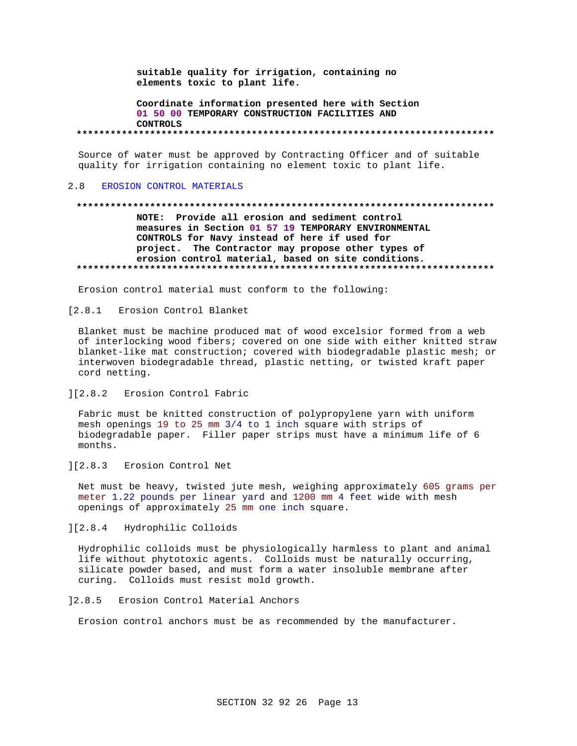suitable quality for irrigation, containing no elements toxic to plant life.

Coordinate information presented here with Section 01 50 00 TEMPORARY CONSTRUCTION FACILITIES AND CONTROLS

**************************************************************************

Source of water must be approved by Contracting Officer and of suitable quality for irrigation containing no element toxic to plant life.

## 2.8 EROSION CONTROL MATERIALS

**************************************************************************

**NOTE: Provide all erosion and sediment control measures in Section 01 57 19 TEMPORARY ENVIRONMENTAL CONTROLS for Navy instead of here if used for project. The Contractor may propose other types of erosion control material, based on site conditions.**

**************************************************************************

Erosion control material must conform to the following:

### [2.8.1 Erosion Control Blanket

Blanket must be machine produced mat of wood excelsior formed from a web of interlocking wood fibers; covered on one side with either knitted straw blanket-like mat construction; covered with biodegradable plastic mesh; or interwoven biodegradable thread, plastic netting, or twisted kraft paper cord netting.

### ][2.8.2 Erosion Control Fabric

Fabric must be knitted construction of polypropylene yarn with uniform mesh openings 19 to 25 mm 3/4 to 1 inch square with strips of biodegradable paper. Filler paper strips must have a minimum life of 6 months.

### ][2.8.3 Erosion Control Net

Net must be heavy, twisted jute mesh, weighing approximately 605 grams per meter 1.22 pounds per linear yard and 1200 mm 4 feet wide with mesh openings of approximately 25 mm one inch square.

### ][2.8.4 Hydrophilic Colloids

Hydrophilic colloids must be physiologically harmless to plant and animal life without phytotoxic agents. Colloids must be naturally occurring, silicate powder based, and must form a water insoluble membrane after curing. Colloids must resist mold growth.

### ]2.8.5 Erosion Control Material Anchors

Erosion control anchors must be as recommended by the manufacturer.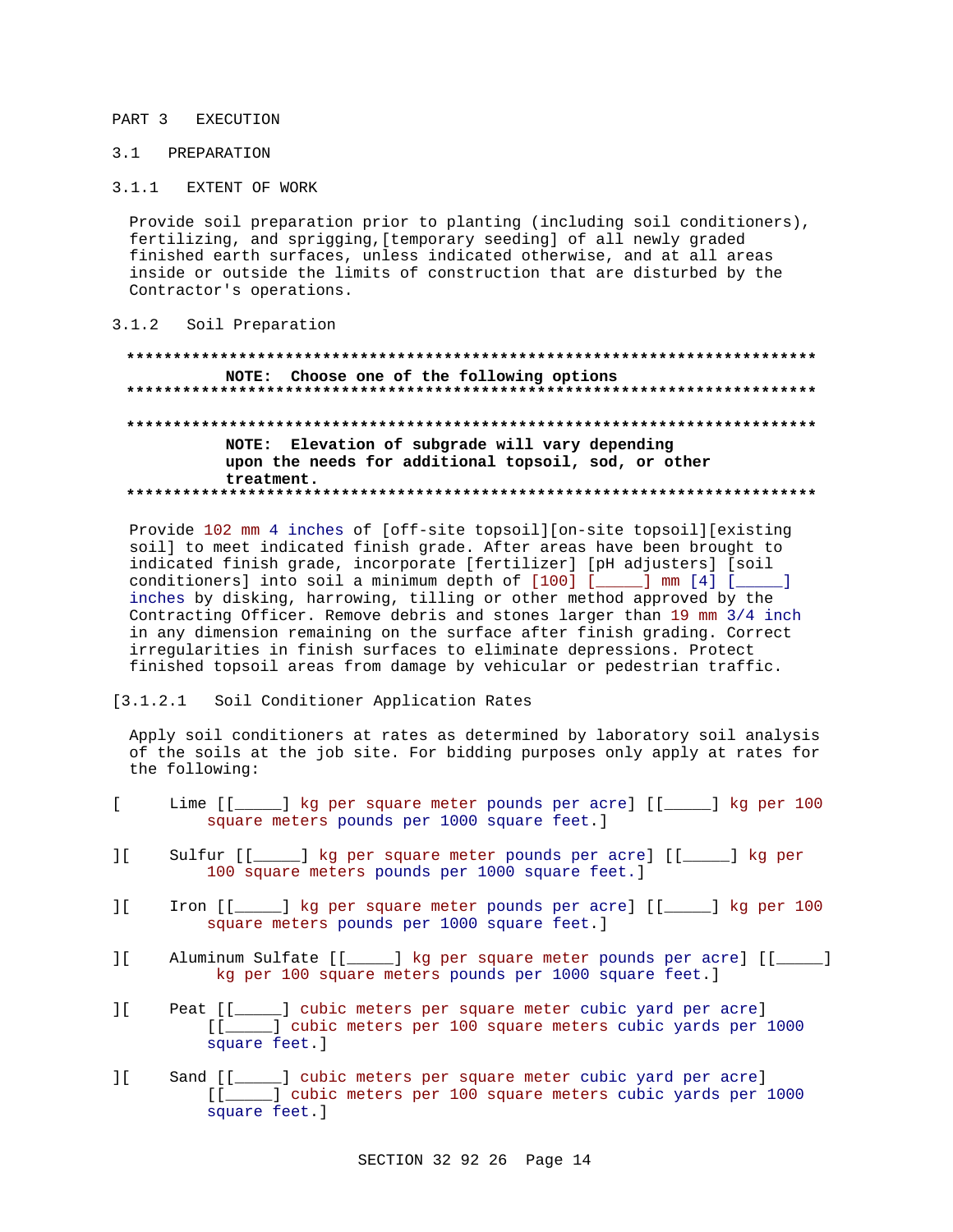PART 3 EXECUTION

## 3.1 PREPARATION

### 3.1.1 EXTENT OF WORK

Provide soil preparation prior to planting (including soil conditioners), fertilizing, and sprigging,[temporary seeding] of all newly graded finished earth surfaces, unless indicated otherwise, and at all areas inside or outside the limits of construction that are disturbed by the Contractor's operations.

### 3.1.2 Soil Preparation

**************************************************************************
**NOTE: Choose one of the following options**
**************************************************************************

**************************************************************************
**NOTE: Elevation of subgrade will vary depending upon the needs for additional topsoil, sod, or other treatment.**
**************************************************************************

Provide 102 mm 4 inches of [off-site topsoil][on-site topsoil][existing soil] to meet indicated finish grade. After areas have been brought to indicated finish grade, incorporate [fertilizer] [pH adjusters] [soil conditioners] into soil a minimum depth of [100] [_____] mm [4] [_____] inches by disking, harrowing, tilling or other method approved by the Contracting Officer. Remove debris and stones larger than 19 mm 3/4 inch in any dimension remaining on the surface after finish grading. Correct irregularities in finish surfaces to eliminate depressions. Protect finished topsoil areas from damage by vehicular or pedestrian traffic.

[3.1.2.1 Soil Conditioner Application Rates

Apply soil conditioners at rates as determined by laboratory soil analysis of the soils at the job site. For bidding purposes only apply at rates for the following:

[ Lime [[_____] kg per square meter pounds per acre] [[_____] kg per 100 square meters pounds per 1000 square feet.]

][ Sulfur [[_____] kg per square meter pounds per acre] [[_____] kg per 100 square meters pounds per 1000 square feet.]

][ Iron [[_____] kg per square meter pounds per acre] [[_____] kg per 100 square meters pounds per 1000 square feet.]

][ Aluminum Sulfate [[_____] kg per square meter pounds per acre] [[_____] kg per 100 square meters pounds per 1000 square feet.]

][ Peat [[_____] cubic meters per square meter cubic yard per acre] [[_____] cubic meters per 100 square meters cubic yards per 1000 square feet.]

][ Sand [[_____] cubic meters per square meter cubic yard per acre] [[_____] cubic meters per 100 square meters cubic yards per 1000 square feet.]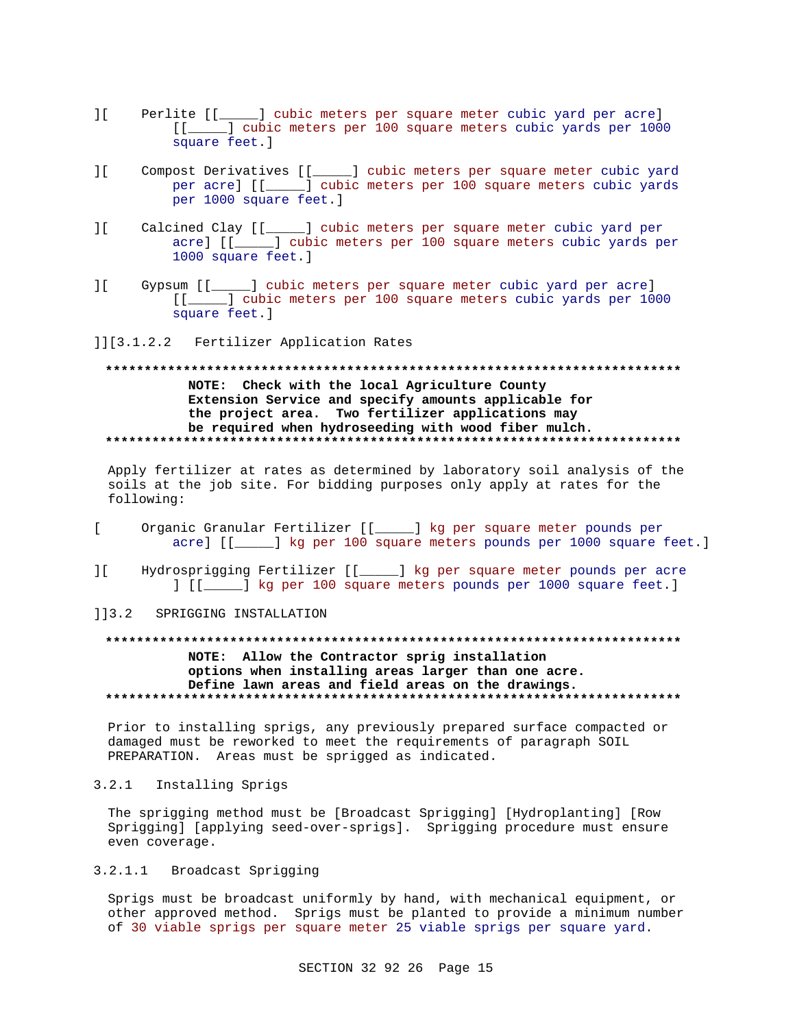][ Perlite [[_____] cubic meters per square meter cubic yard per acre] [[_____] cubic meters per 100 square meters cubic yards per 1000 square feet.]

][ Compost Derivatives [[_____] cubic meters per square meter cubic yard per acre] [[_____] cubic meters per 100 square meters cubic yards per 1000 square feet.]

][ Calcined Clay [[_____] cubic meters per square meter cubic yard per acre] [[_____] cubic meters per 100 square meters cubic yards per 1000 square feet.]

][ Gypsum [[_____] cubic meters per square meter cubic yard per acre] [[_____] cubic meters per 100 square meters cubic yards per 1000 square feet.]

]][3.1.2.2 Fertilizer Application Rates

**************************************************************************

**NOTE: Check with the local Agriculture County Extension Service and specify amounts applicable for the project area. Two fertilizer applications may be required when hydroseeding with wood fiber mulch.**

**************************************************************************

Apply fertilizer at rates as determined by laboratory soil analysis of the soils at the job site. For bidding purposes only apply at rates for the following:

[ Organic Granular Fertilizer [[_____] kg per square meter pounds per acre] [[_____] kg per 100 square meters pounds per 1000 square feet.]

][ Hydrosprigging Fertilizer [[_____] kg per square meter pounds per acre ] [[_____] kg per 100 square meters pounds per 1000 square feet.]

]]3.2 SPRIGGING INSTALLATION

**************************************************************************

**NOTE: Allow the Contractor sprig installation options when installing areas larger than one acre. Define lawn areas and field areas on the drawings.**

**************************************************************************

Prior to installing sprigs, any previously prepared surface compacted or damaged must be reworked to meet the requirements of paragraph SOIL PREPARATION. Areas must be sprigged as indicated.

3.2.1 Installing Sprigs

The sprigging method must be [Broadcast Sprigging] [Hydroplanting] [Row Sprigging] [applying seed-over-sprigs]. Sprigging procedure must ensure even coverage.

3.2.1.1 Broadcast Sprigging

Sprigs must be broadcast uniformly by hand, with mechanical equipment, or other approved method. Sprigs must be planted to provide a minimum number of 30 viable sprigs per square meter 25 viable sprigs per square yard.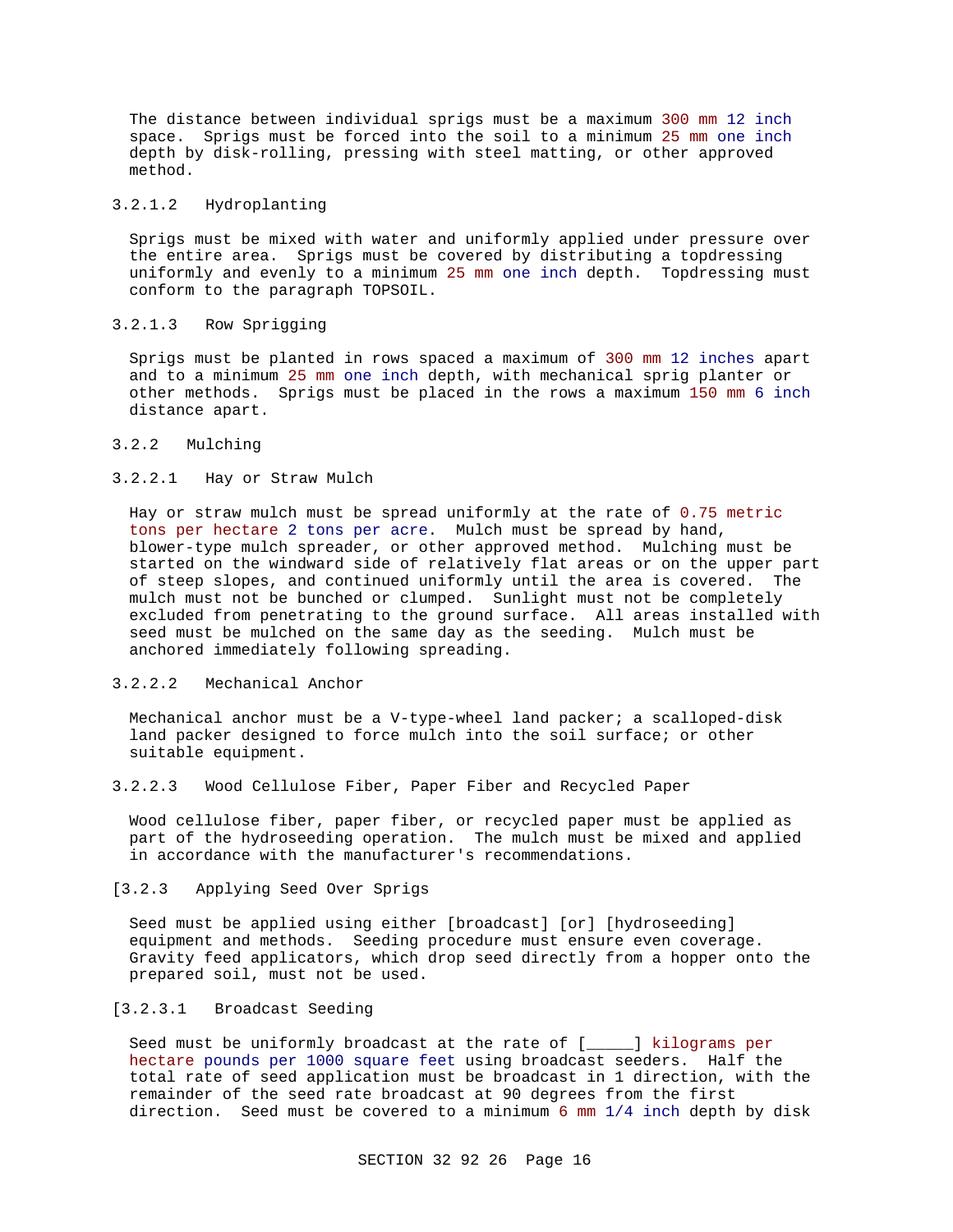The distance between individual sprigs must be a maximum 300 mm 12 inch space. Sprigs must be forced into the soil to a minimum 25 mm one inch depth by disk-rolling, pressing with steel matting, or other approved method.

#### 3.2.1.2 Hydroplanting

Sprigs must be mixed with water and uniformly applied under pressure over the entire area. Sprigs must be covered by distributing a topdressing uniformly and evenly to a minimum 25 mm one inch depth. Topdressing must conform to the paragraph TOPSOIL.

#### 3.2.1.3 Row Sprigging

Sprigs must be planted in rows spaced a maximum of 300 mm 12 inches apart and to a minimum 25 mm one inch depth, with mechanical sprig planter or other methods. Sprigs must be placed in the rows a maximum 150 mm 6 inch distance apart.

### 3.2.2 Mulching

#### 3.2.2.1 Hay or Straw Mulch

Hay or straw mulch must be spread uniformly at the rate of 0.75 metric tons per hectare 2 tons per acre. Mulch must be spread by hand, blower-type mulch spreader, or other approved method. Mulching must be started on the windward side of relatively flat areas or on the upper part of steep slopes, and continued uniformly until the area is covered. The mulch must not be bunched or clumped. Sunlight must not be completely excluded from penetrating to the ground surface. All areas installed with seed must be mulched on the same day as the seeding. Mulch must be anchored immediately following spreading.

#### 3.2.2.2 Mechanical Anchor

Mechanical anchor must be a V-type-wheel land packer; a scalloped-disk land packer designed to force mulch into the soil surface; or other suitable equipment.

#### 3.2.2.3 Wood Cellulose Fiber, Paper Fiber and Recycled Paper

Wood cellulose fiber, paper fiber, or recycled paper must be applied as part of the hydroseeding operation. The mulch must be mixed and applied in accordance with the manufacturer's recommendations.

### [3.2.3 Applying Seed Over Sprigs

Seed must be applied using either [broadcast] [or] [hydroseeding] equipment and methods. Seeding procedure must ensure even coverage. Gravity feed applicators, which drop seed directly from a hopper onto the prepared soil, must not be used.

#### [3.2.3.1 Broadcast Seeding

Seed must be uniformly broadcast at the rate of [_____] kilograms per hectare pounds per 1000 square feet using broadcast seeders. Half the total rate of seed application must be broadcast in 1 direction, with the remainder of the seed rate broadcast at 90 degrees from the first direction. Seed must be covered to a minimum 6 mm 1/4 inch depth by disk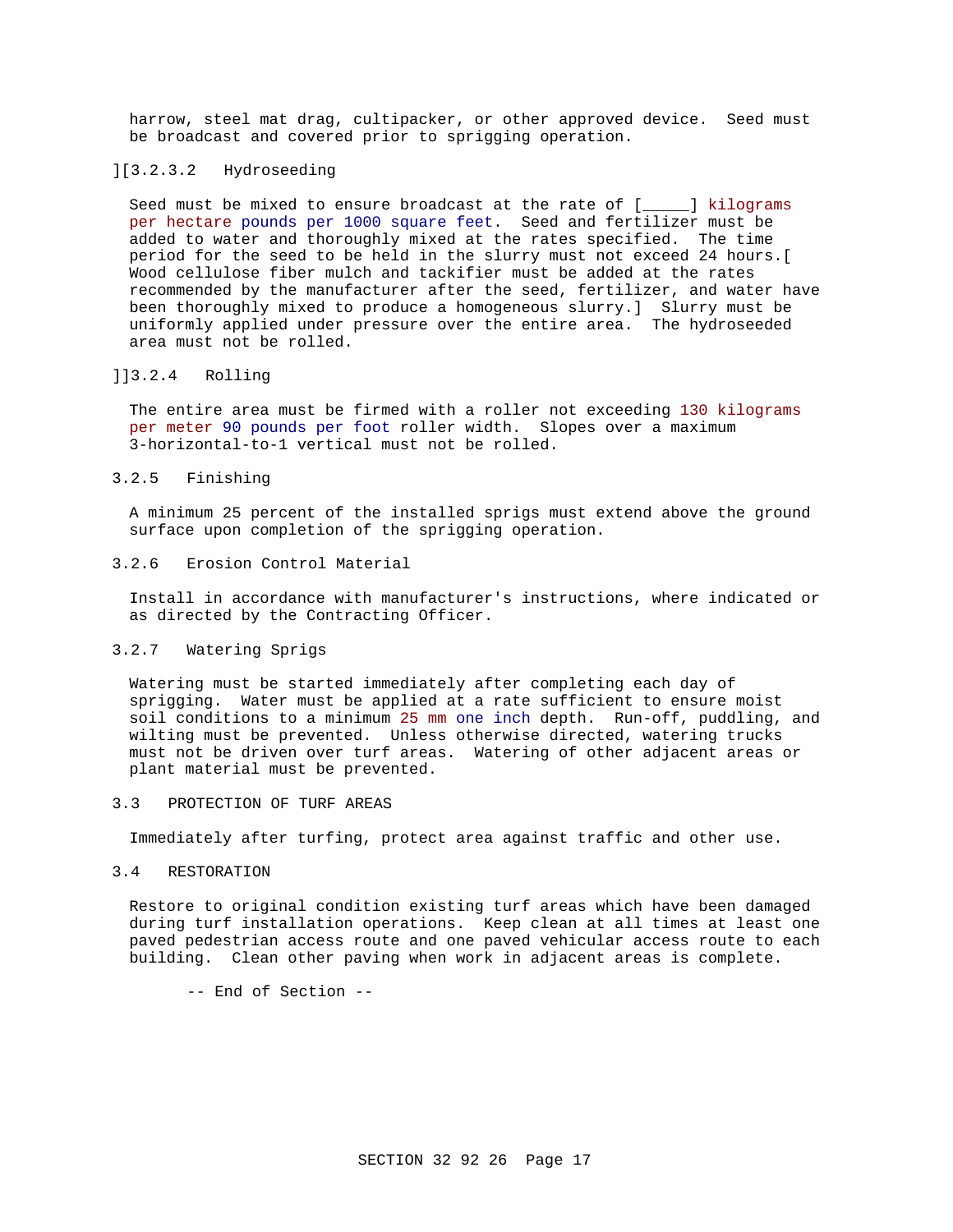harrow, steel mat drag, cultipacker, or other approved device. Seed must be broadcast and covered prior to sprigging operation.

][3.2.3.2 Hydroseeding

Seed must be mixed to ensure broadcast at the rate of [_____] kilograms per hectare pounds per 1000 square feet. Seed and fertilizer must be added to water and thoroughly mixed at the rates specified. The time period for the seed to be held in the slurry must not exceed 24 hours.[ Wood cellulose fiber mulch and tackifier must be added at the rates recommended by the manufacturer after the seed, fertilizer, and water have been thoroughly mixed to produce a homogeneous slurry.] Slurry must be uniformly applied under pressure over the entire area. The hydroseeded area must not be rolled.

]]3.2.4 Rolling

The entire area must be firmed with a roller not exceeding 130 kilograms per meter 90 pounds per foot roller width. Slopes over a maximum 3-horizontal-to-1 vertical must not be rolled.

3.2.5 Finishing

A minimum 25 percent of the installed sprigs must extend above the ground surface upon completion of the sprigging operation.

3.2.6 Erosion Control Material

Install in accordance with manufacturer's instructions, where indicated or as directed by the Contracting Officer.

3.2.7 Watering Sprigs

Watering must be started immediately after completing each day of sprigging. Water must be applied at a rate sufficient to ensure moist soil conditions to a minimum 25 mm one inch depth. Run-off, puddling, and wilting must be prevented. Unless otherwise directed, watering trucks must not be driven over turf areas. Watering of other adjacent areas or plant material must be prevented.

## 3.3 PROTECTION OF TURF AREAS

Immediately after turfing, protect area against traffic and other use.

## 3.4 RESTORATION

Restore to original condition existing turf areas which have been damaged during turf installation operations. Keep clean at all times at least one paved pedestrian access route and one paved vehicular access route to each building. Clean other paving when work in adjacent areas is complete.

-- End of Section --